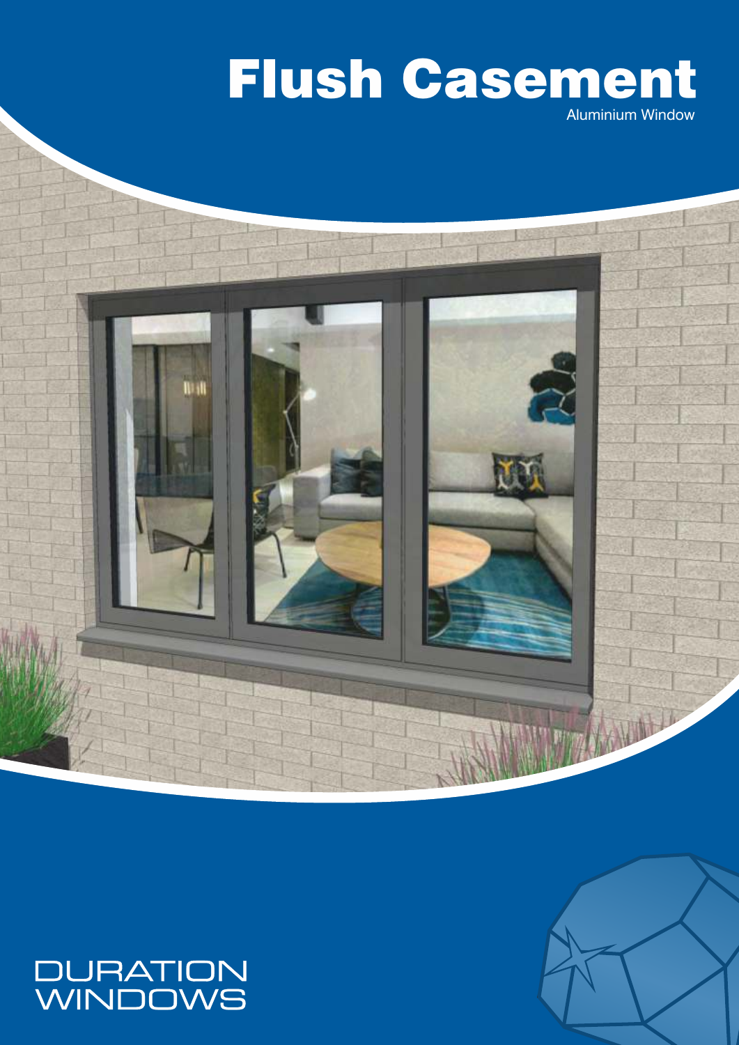# Flush Casement

Aluminium Window

DURATION
WINDOWS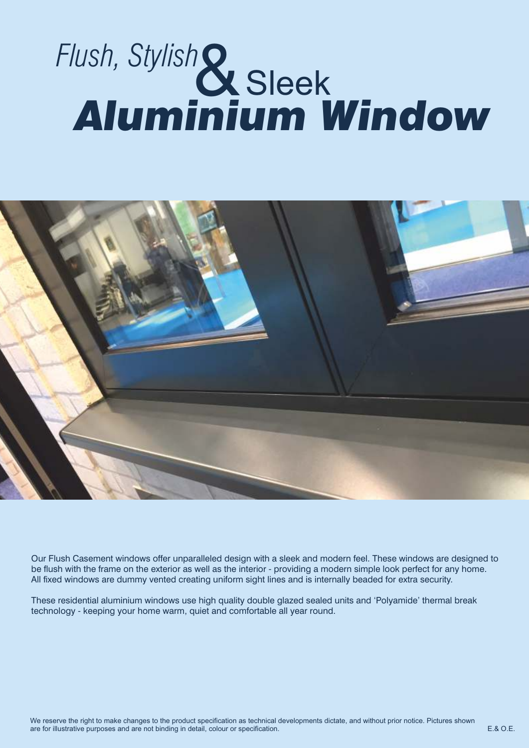# *Flush, Stylish* & Sleek ***Aluminium Window***

Our Flush Casement windows offer unparalleled design with a sleek and modern feel. These windows are designed to be flush with the frame on the exterior as well as the interior - providing a modern simple look perfect for any home. All fixed windows are dummy vented creating uniform sight lines and is internally beaded for extra security.

These residential aluminium windows use high quality double glazed sealed units and 'Polyamide' thermal break technology - keeping your home warm, quiet and comfortable all year round.

We reserve the right to make changes to the product specification as technical developments dictate, and without prior notice. Pictures shown are for illustrative purposes and are not binding in detail, colour or specification.

E.& O.E.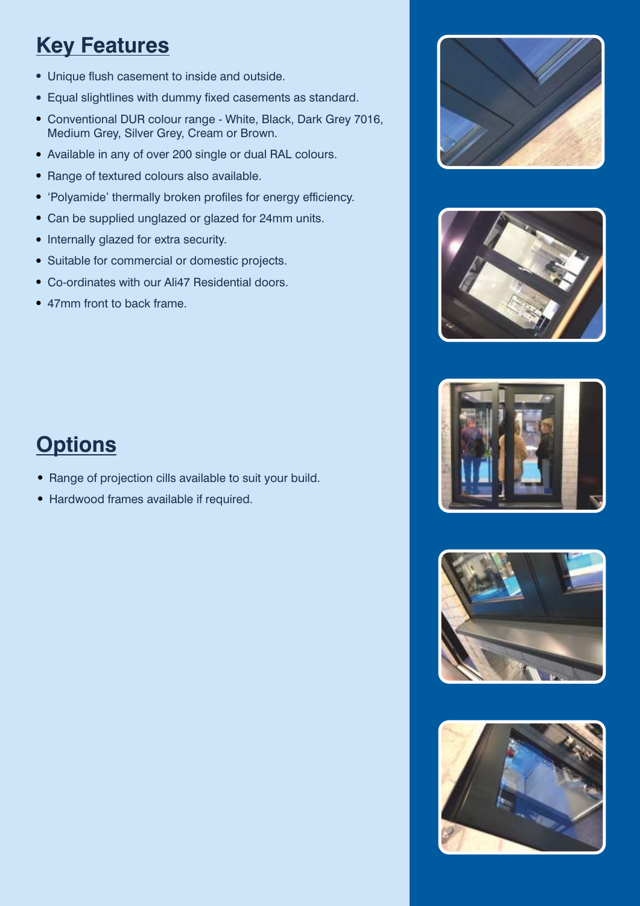## Key Features

- Unique flush casement to inside and outside.
- Equal slightlines with dummy fixed casements as standard.
- Conventional DUR colour range - White, Black, Dark Grey 7016, Medium Grey, Silver Grey, Cream or Brown.
- Available in any of over 200 single or dual RAL colours.
- Range of textured colours also available.
- 'Polyamide' thermally broken profiles for energy efficiency.
- Can be supplied unglazed or glazed for 24mm units.
- Internally glazed for extra security.
- Suitable for commercial or domestic projects.
- Co-ordinates with our Ali47 Residential doors.
- 47mm front to back frame.

## Options

- Range of projection cills available to suit your build.
- Hardwood frames available if required.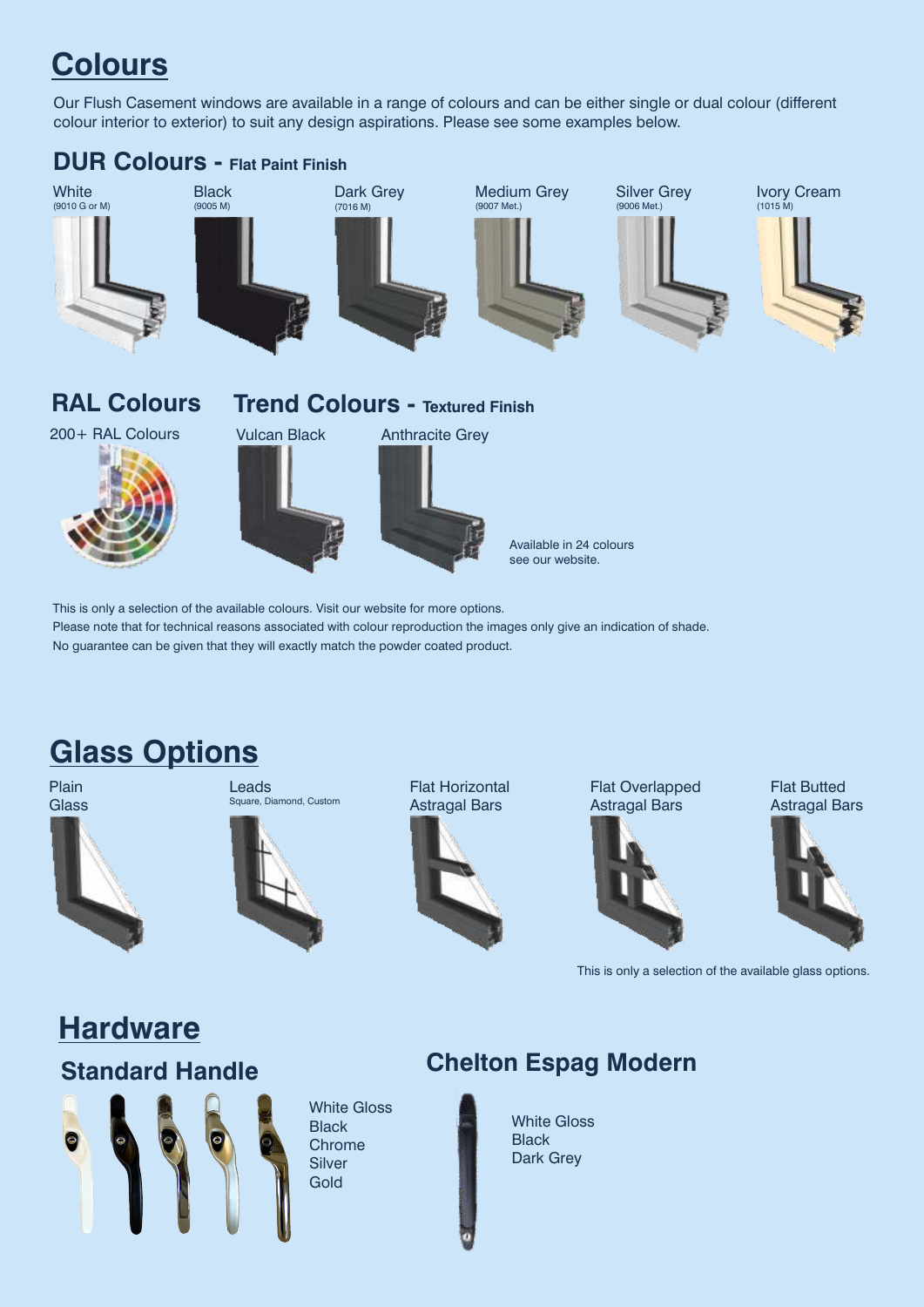# Colours

Our Flush Casement windows are available in a range of colours and can be either single or dual colour (different colour interior to exterior) to suit any design aspirations. Please see some examples below.

## DUR Colours - Flat Paint Finish

- White (9010 G or M)
- Black (9005 M)
- Dark Grey (7016 M)
- Medium Grey (9007 Met.)
- Silver Grey (9006 Met.)
- Ivory Cream (1015 M)

## RAL Colours

200+ RAL Colours

## Trend Colours - Textured Finish

- Vulcan Black
- Anthracite Grey

Available in 24 colours see our website.

This is only a selection of the available colours. Visit our website for more options.
Please note that for technical reasons associated with colour reproduction the images only give an indication of shade.
No guarantee can be given that they will exactly match the powder coated product.

# Glass Options

- Plain Glass
- Leads (Square, Diamond, Custom)
- Flat Horizontal Astragal Bars
- Flat Overlapped Astragal Bars
- Flat Butted Astragal Bars

This is only a selection of the available glass options.

# Hardware

## Standard Handle

- White Gloss
- Black
- Chrome
- Silver
- Gold

## Chelton Espag Modern

- White Gloss
- Black
- Dark Grey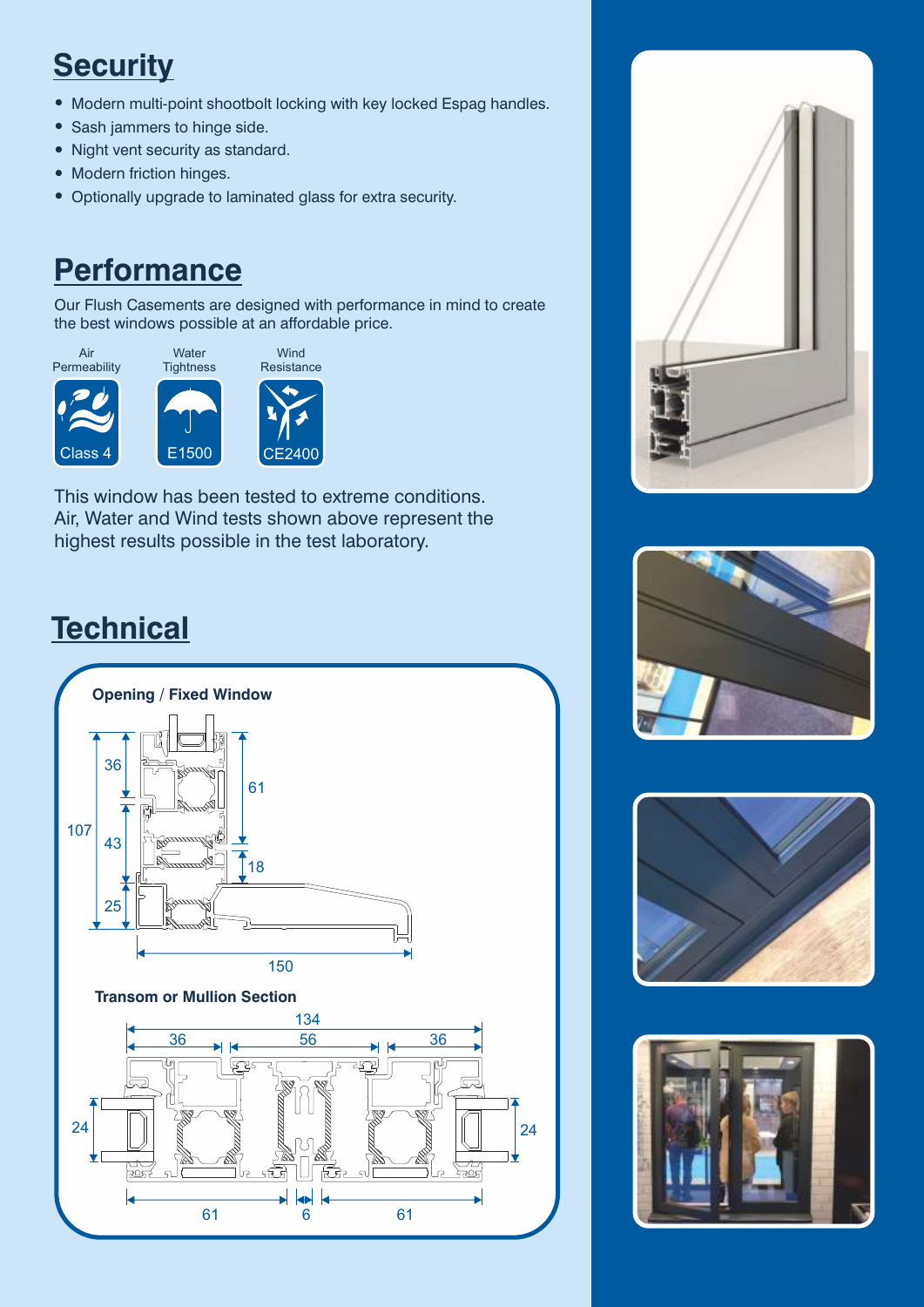## Security

- Modern multi-point shootbolt locking with key locked Espag handles.
- Sash jammers to hinge side.
- Night vent security as standard.
- Modern friction hinges.
- Optionally upgrade to laminated glass for extra security.

## Performance

Our Flush Casements are designed with performance in mind to create the best windows possible at an affordable price.

| Air Permeability | Water Tightness | Wind Resistance |
| --- | --- | --- |
| Class 4 | E1500 | CE2400 |

This window has been tested to extreme conditions. Air, Water and Wind tests shown above represent the highest results possible in the test laboratory.

## Technical

**Opening / Fixed Window**

36, 43, 25, 107, 61, 18, 150

**Transom or Mullion Section**

134, 36, 56, 36, 24, 24, 61, 6, 61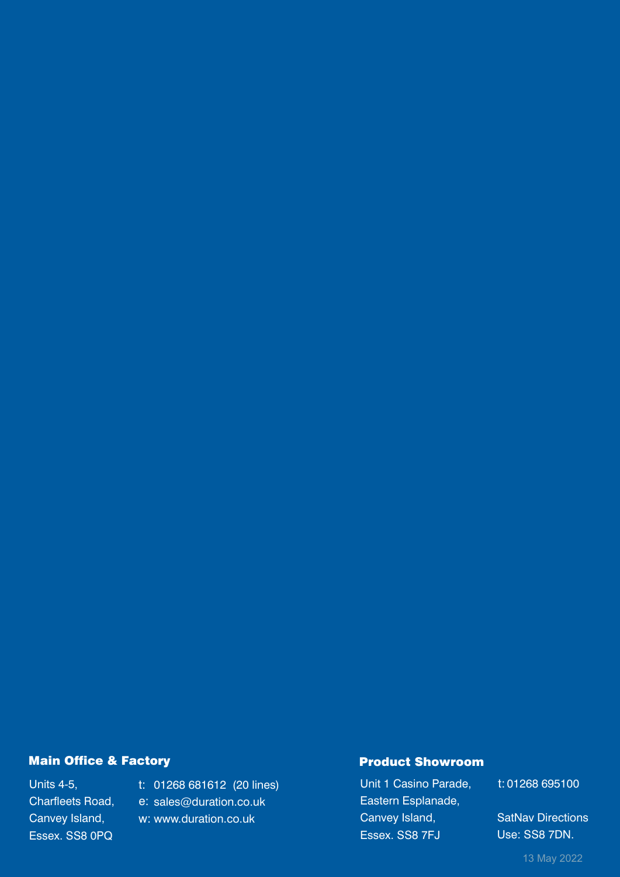**Main Office & Factory**

Units 4-5,
Charfleets Road,
Canvey Island,
Essex. SS8 0PQ

t: 01268 681612 (20 lines)
e: sales@duration.co.uk
w: www.duration.co.uk

**Product Showroom**

Unit 1 Casino Parade,
Eastern Esplanade,
Canvey Island,
Essex. SS8 7FJ

t: 01268 695100

SatNav Directions
Use: SS8 7DN.

13 May 2022